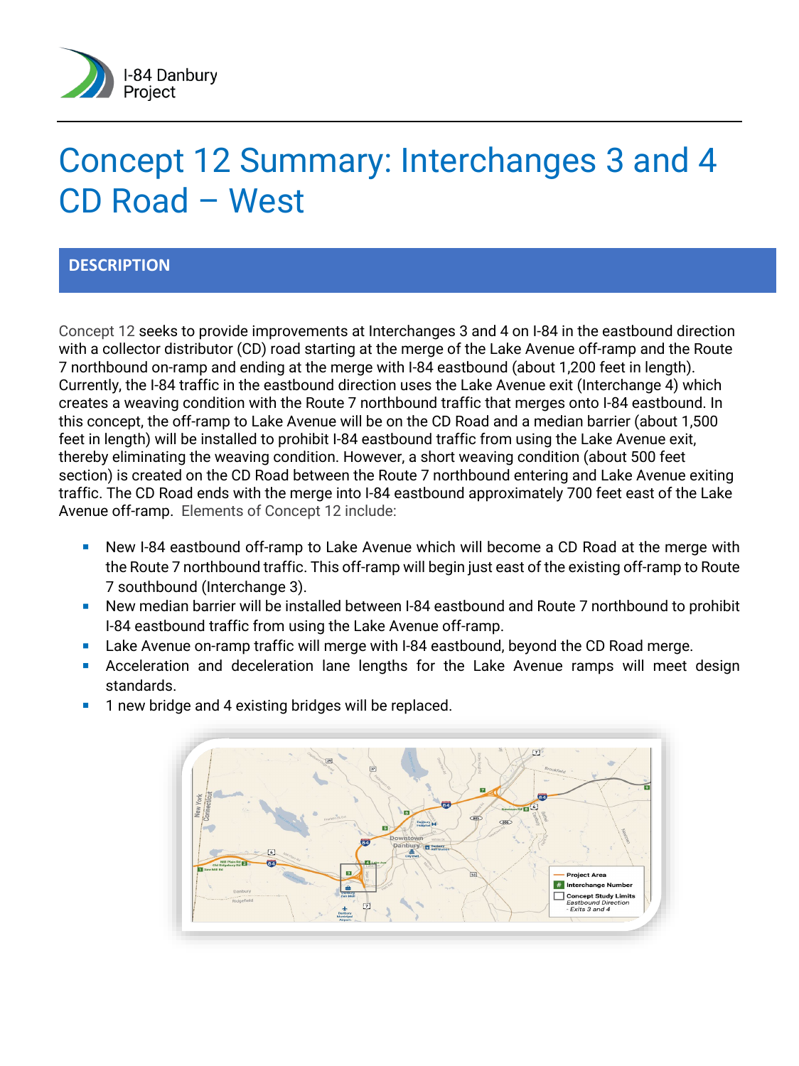I-84 Danbury Project

# Concept 12 Summary: Interchanges 3 and 4 CD Road – West

## DESCRIPTION

Concept 12 seeks to provide improvements at Interchanges 3 and 4 on I-84 in the eastbound direction with a collector distributor (CD) road starting at the merge of the Lake Avenue off-ramp and the Route 7 northbound on-ramp and ending at the merge with I-84 eastbound (about 1,200 feet in length). Currently, the I-84 traffic in the eastbound direction uses the Lake Avenue exit (Interchange 4) which creates a weaving condition with the Route 7 northbound traffic that merges onto I-84 eastbound. In this concept, the off-ramp to Lake Avenue will be on the CD Road and a median barrier (about 1,500 feet in length) will be installed to prohibit I-84 eastbound traffic from using the Lake Avenue exit, thereby eliminating the weaving condition. However, a short weaving condition (about 500 feet section) is created on the CD Road between the Route 7 northbound entering and Lake Avenue exiting traffic. The CD Road ends with the merge into I-84 eastbound approximately 700 feet east of the Lake Avenue off-ramp. Elements of Concept 12 include:

- New I-84 eastbound off-ramp to Lake Avenue which will become a CD Road at the merge with the Route 7 northbound traffic. This off-ramp will begin just east of the existing off-ramp to Route 7 southbound (Interchange 3).
- New median barrier will be installed between I-84 eastbound and Route 7 northbound to prohibit I-84 eastbound traffic from using the Lake Avenue off-ramp.
- Lake Avenue on-ramp traffic will merge with I-84 eastbound, beyond the CD Road merge.
- Acceleration and deceleration lane lengths for the Lake Avenue ramps will meet design standards.
- 1 new bridge and 4 existing bridges will be replaced.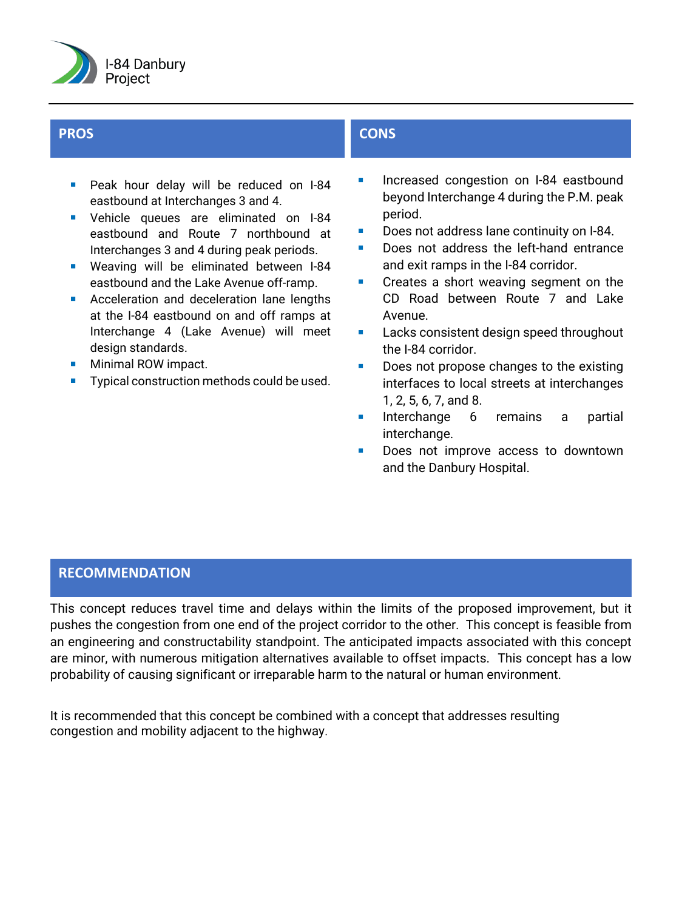## PROS

- Peak hour delay will be reduced on I-84 eastbound at Interchanges 3 and 4.
- Vehicle queues are eliminated on I-84 eastbound and Route 7 northbound at Interchanges 3 and 4 during peak periods.
- Weaving will be eliminated between I-84 eastbound and the Lake Avenue off-ramp.
- Acceleration and deceleration lane lengths at the I-84 eastbound on and off ramps at Interchange 4 (Lake Avenue) will meet design standards.
- Minimal ROW impact.
- Typical construction methods could be used.

## CONS

- Increased congestion on I-84 eastbound beyond Interchange 4 during the P.M. peak period.
- Does not address lane continuity on I-84.
- Does not address the left-hand entrance and exit ramps in the I-84 corridor.
- Creates a short weaving segment on the CD Road between Route 7 and Lake Avenue.
- Lacks consistent design speed throughout the I-84 corridor.
- Does not propose changes to the existing interfaces to local streets at interchanges 1, 2, 5, 6, 7, and 8.
- Interchange 6 remains a partial interchange.
- Does not improve access to downtown and the Danbury Hospital.

## RECOMMENDATION

This concept reduces travel time and delays within the limits of the proposed improvement, but it pushes the congestion from one end of the project corridor to the other. This concept is feasible from an engineering and constructability standpoint. The anticipated impacts associated with this concept are minor, with numerous mitigation alternatives available to offset impacts. This concept has a low probability of causing significant or irreparable harm to the natural or human environment.

It is recommended that this concept be combined with a concept that addresses resulting congestion and mobility adjacent to the highway.